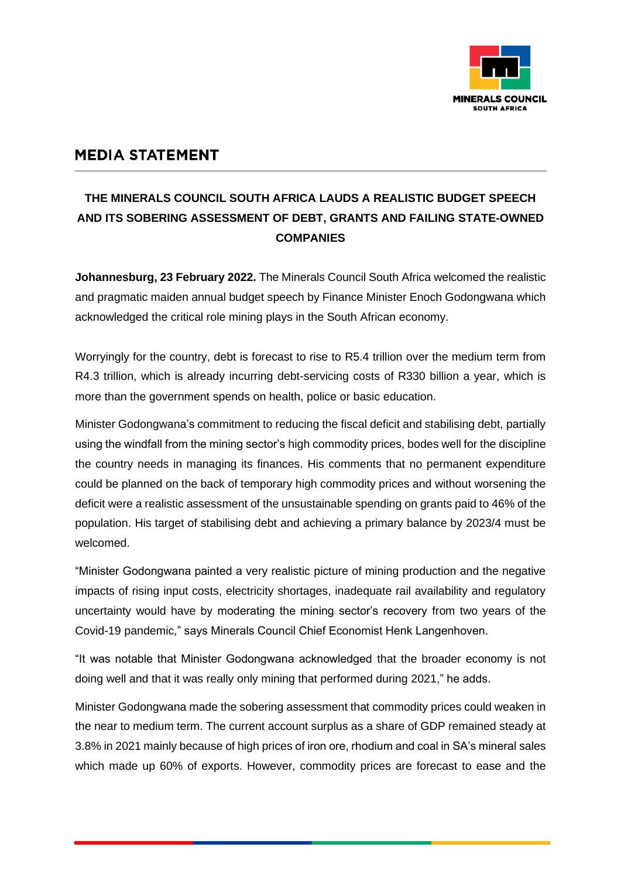## MEDIA STATEMENT

### THE MINERALS COUNCIL SOUTH AFRICA LAUDS A REALISTIC BUDGET SPEECH AND ITS SOBERING ASSESSMENT OF DEBT, GRANTS AND FAILING STATE-OWNED COMPANIES

**Johannesburg, 23 February 2022.** The Minerals Council South Africa welcomed the realistic and pragmatic maiden annual budget speech by Finance Minister Enoch Godongwana which acknowledged the critical role mining plays in the South African economy.

Worryingly for the country, debt is forecast to rise to R5.4 trillion over the medium term from R4.3 trillion, which is already incurring debt-servicing costs of R330 billion a year, which is more than the government spends on health, police or basic education.

Minister Godongwana's commitment to reducing the fiscal deficit and stabilising debt, partially using the windfall from the mining sector's high commodity prices, bodes well for the discipline the country needs in managing its finances. His comments that no permanent expenditure could be planned on the back of temporary high commodity prices and without worsening the deficit were a realistic assessment of the unsustainable spending on grants paid to 46% of the population. His target of stabilising debt and achieving a primary balance by 2023/4 must be welcomed.

"Minister Godongwana painted a very realistic picture of mining production and the negative impacts of rising input costs, electricity shortages, inadequate rail availability and regulatory uncertainty would have by moderating the mining sector's recovery from two years of the Covid-19 pandemic," says Minerals Council Chief Economist Henk Langenhoven.

"It was notable that Minister Godongwana acknowledged that the broader economy is not doing well and that it was really only mining that performed during 2021," he adds.

Minister Godongwana made the sobering assessment that commodity prices could weaken in the near to medium term. The current account surplus as a share of GDP remained steady at 3.8% in 2021 mainly because of high prices of iron ore, rhodium and coal in SA's mineral sales which made up 60% of exports. However, commodity prices are forecast to ease and the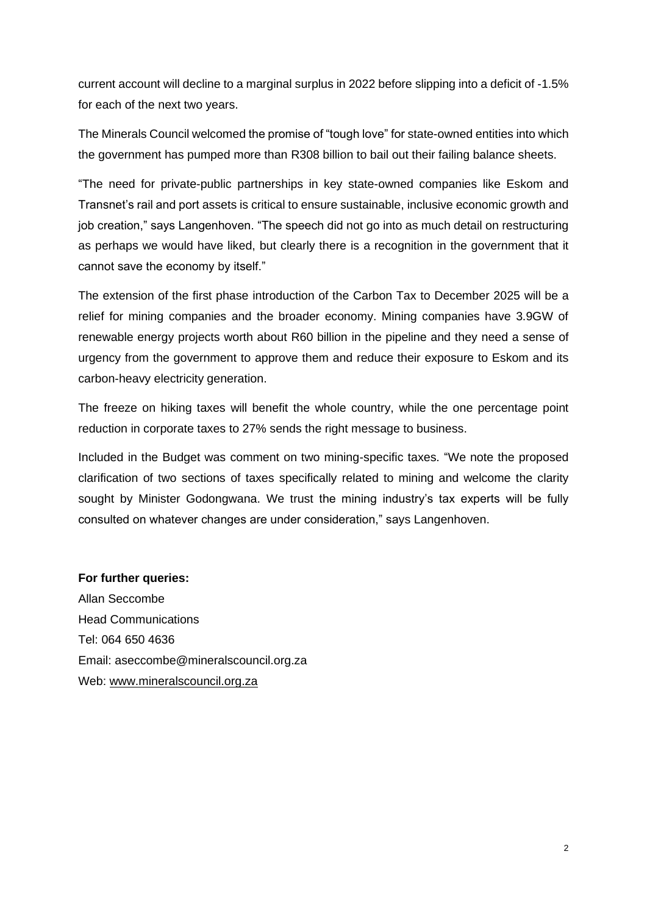current account will decline to a marginal surplus in 2022 before slipping into a deficit of -1.5% for each of the next two years.

The Minerals Council welcomed the promise of "tough love" for state-owned entities into which the government has pumped more than R308 billion to bail out their failing balance sheets.

"The need for private-public partnerships in key state-owned companies like Eskom and Transnet's rail and port assets is critical to ensure sustainable, inclusive economic growth and job creation," says Langenhoven. "The speech did not go into as much detail on restructuring as perhaps we would have liked, but clearly there is a recognition in the government that it cannot save the economy by itself."

The extension of the first phase introduction of the Carbon Tax to December 2025 will be a relief for mining companies and the broader economy. Mining companies have 3.9GW of renewable energy projects worth about R60 billion in the pipeline and they need a sense of urgency from the government to approve them and reduce their exposure to Eskom and its carbon-heavy electricity generation.

The freeze on hiking taxes will benefit the whole country, while the one percentage point reduction in corporate taxes to 27% sends the right message to business.

Included in the Budget was comment on two mining-specific taxes. "We note the proposed clarification of two sections of taxes specifically related to mining and welcome the clarity sought by Minister Godongwana. We trust the mining industry's tax experts will be fully consulted on whatever changes are under consideration," says Langenhoven.

**For further queries:**
Allan Seccombe
Head Communications
Tel: 064 650 4636
Email: aseccombe@mineralscouncil.org.za
Web: www.mineralscouncil.org.za